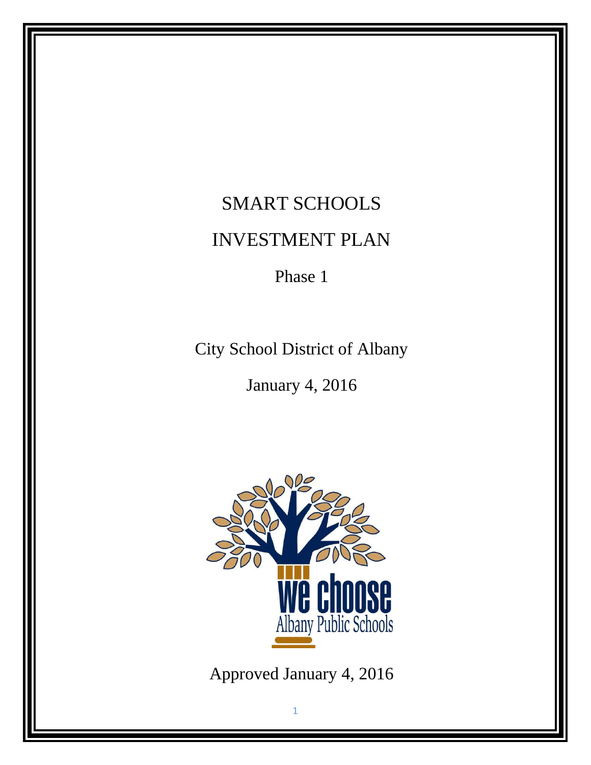# SMART SCHOOLS

# INVESTMENT PLAN

## Phase 1

City School District of Albany

January 4, 2016

we choose

Albany Public Schools

Approved January 4, 2016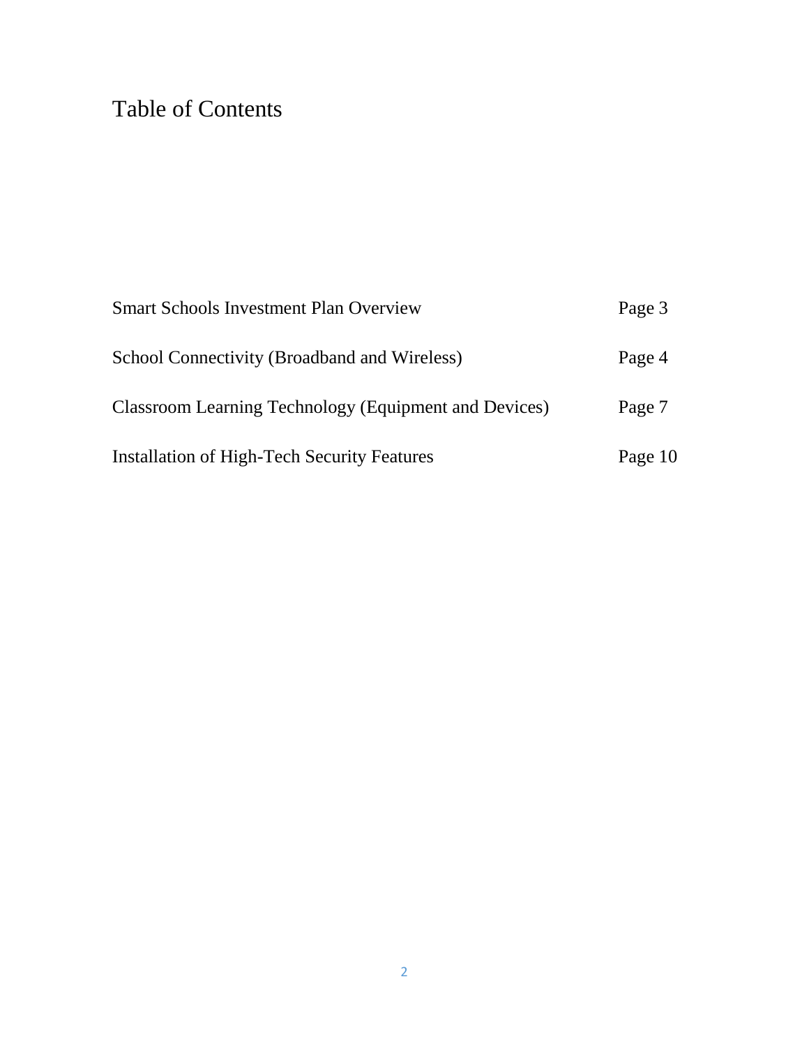# Table of Contents

| | |
|---|---|
| Smart Schools Investment Plan Overview | Page 3 |
| School Connectivity (Broadband and Wireless) | Page 4 |
| Classroom Learning Technology (Equipment and Devices) | Page 7 |
| Installation of High-Tech Security Features | Page 10 |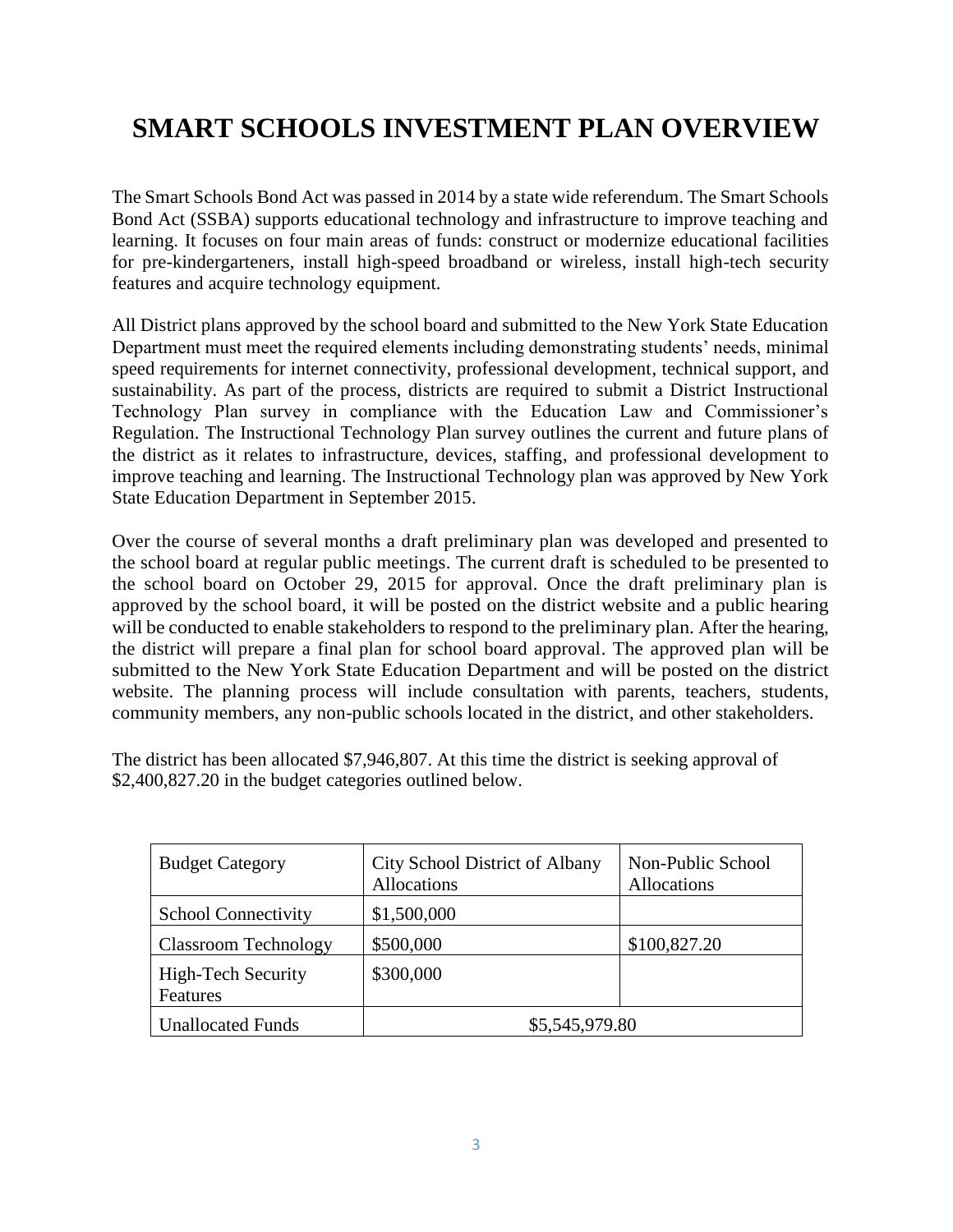# SMART SCHOOLS INVESTMENT PLAN OVERVIEW

The Smart Schools Bond Act was passed in 2014 by a state wide referendum. The Smart Schools Bond Act (SSBA) supports educational technology and infrastructure to improve teaching and learning. It focuses on four main areas of funds: construct or modernize educational facilities for pre-kindergarteners, install high-speed broadband or wireless, install high-tech security features and acquire technology equipment.

All District plans approved by the school board and submitted to the New York State Education Department must meet the required elements including demonstrating students' needs, minimal speed requirements for internet connectivity, professional development, technical support, and sustainability. As part of the process, districts are required to submit a District Instructional Technology Plan survey in compliance with the Education Law and Commissioner's Regulation. The Instructional Technology Plan survey outlines the current and future plans of the district as it relates to infrastructure, devices, staffing, and professional development to improve teaching and learning. The Instructional Technology plan was approved by New York State Education Department in September 2015.

Over the course of several months a draft preliminary plan was developed and presented to the school board at regular public meetings. The current draft is scheduled to be presented to the school board on October 29, 2015 for approval. Once the draft preliminary plan is approved by the school board, it will be posted on the district website and a public hearing will be conducted to enable stakeholders to respond to the preliminary plan. After the hearing, the district will prepare a final plan for school board approval. The approved plan will be submitted to the New York State Education Department and will be posted on the district website. The planning process will include consultation with parents, teachers, students, community members, any non-public schools located in the district, and other stakeholders.

The district has been allocated $7,946,807. At this time the district is seeking approval of $2,400,827.20 in the budget categories outlined below.

| Budget Category | City School District of Albany Allocations | Non-Public School Allocations |
| --- | --- | --- |
| School Connectivity | $1,500,000 | |
| Classroom Technology | $500,000 | $100,827.20 |
| High-Tech Security Features | $300,000 | |
| Unallocated Funds | $5,545,979.80 | |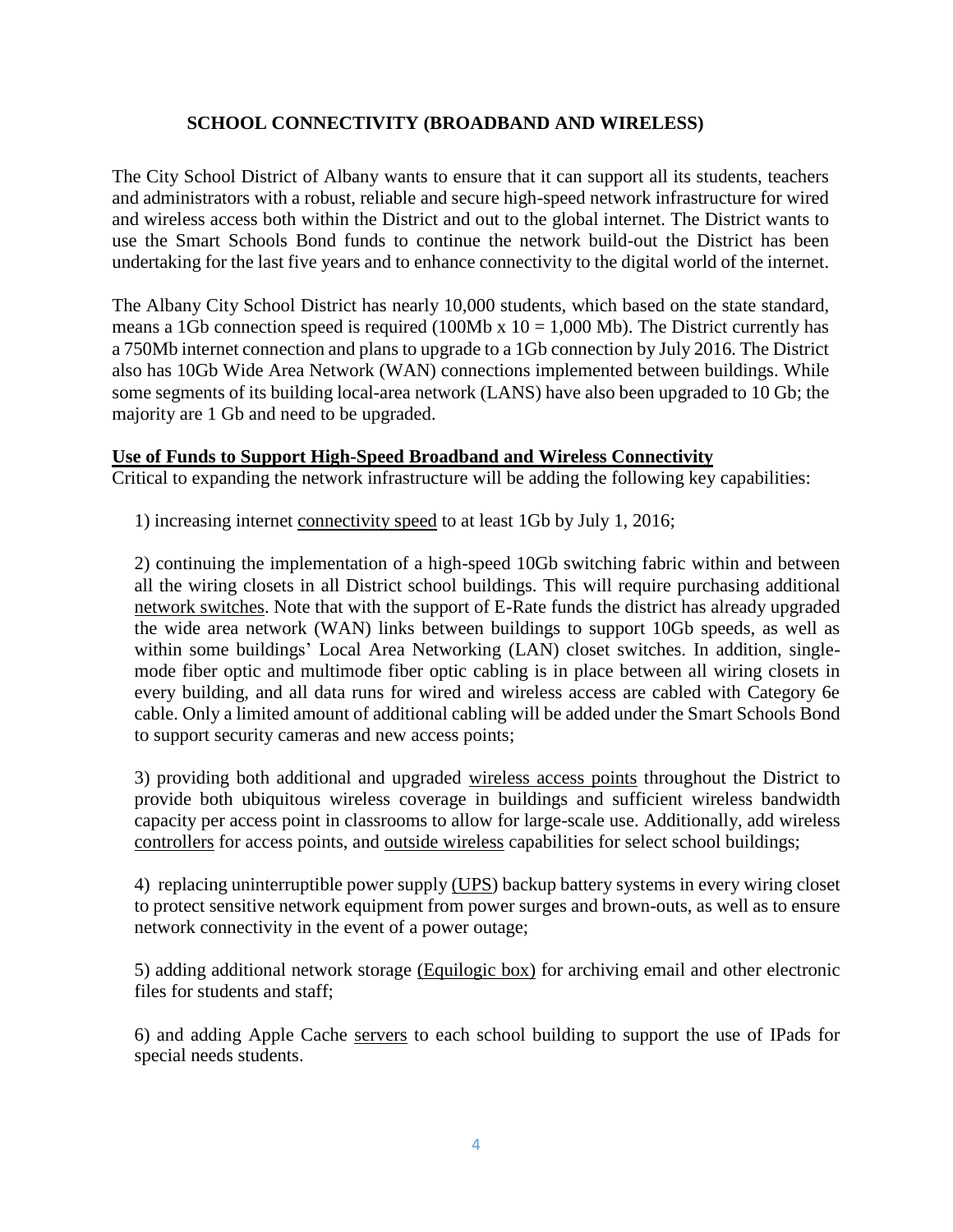## SCHOOL CONNECTIVITY (BROADBAND AND WIRELESS)

The City School District of Albany wants to ensure that it can support all its students, teachers and administrators with a robust, reliable and secure high-speed network infrastructure for wired and wireless access both within the District and out to the global internet. The District wants to use the Smart Schools Bond funds to continue the network build-out the District has been undertaking for the last five years and to enhance connectivity to the digital world of the internet.

The Albany City School District has nearly 10,000 students, which based on the state standard, means a 1Gb connection speed is required (100Mb x 10 = 1,000 Mb). The District currently has a 750Mb internet connection and plans to upgrade to a 1Gb connection by July 2016. The District also has 10Gb Wide Area Network (WAN) connections implemented between buildings. While some segments of its building local-area network (LANS) have also been upgraded to 10 Gb; the majority are 1 Gb and need to be upgraded.

**Use of Funds to Support High-Speed Broadband and Wireless Connectivity**

Critical to expanding the network infrastructure will be adding the following key capabilities:

1) increasing internet connectivity speed to at least 1Gb by July 1, 2016;

2) continuing the implementation of a high-speed 10Gb switching fabric within and between all the wiring closets in all District school buildings. This will require purchasing additional network switches. Note that with the support of E-Rate funds the district has already upgraded the wide area network (WAN) links between buildings to support 10Gb speeds, as well as within some buildings' Local Area Networking (LAN) closet switches. In addition, single-mode fiber optic and multimode fiber optic cabling is in place between all wiring closets in every building, and all data runs for wired and wireless access are cabled with Category 6e cable. Only a limited amount of additional cabling will be added under the Smart Schools Bond to support security cameras and new access points;

3) providing both additional and upgraded wireless access points throughout the District to provide both ubiquitous wireless coverage in buildings and sufficient wireless bandwidth capacity per access point in classrooms to allow for large-scale use. Additionally, add wireless controllers for access points, and outside wireless capabilities for select school buildings;

4) replacing uninterruptible power supply (UPS) backup battery systems in every wiring closet to protect sensitive network equipment from power surges and brown-outs, as well as to ensure network connectivity in the event of a power outage;

5) adding additional network storage (Equilogic box) for archiving email and other electronic files for students and staff;

6) and adding Apple Cache servers to each school building to support the use of IPads for special needs students.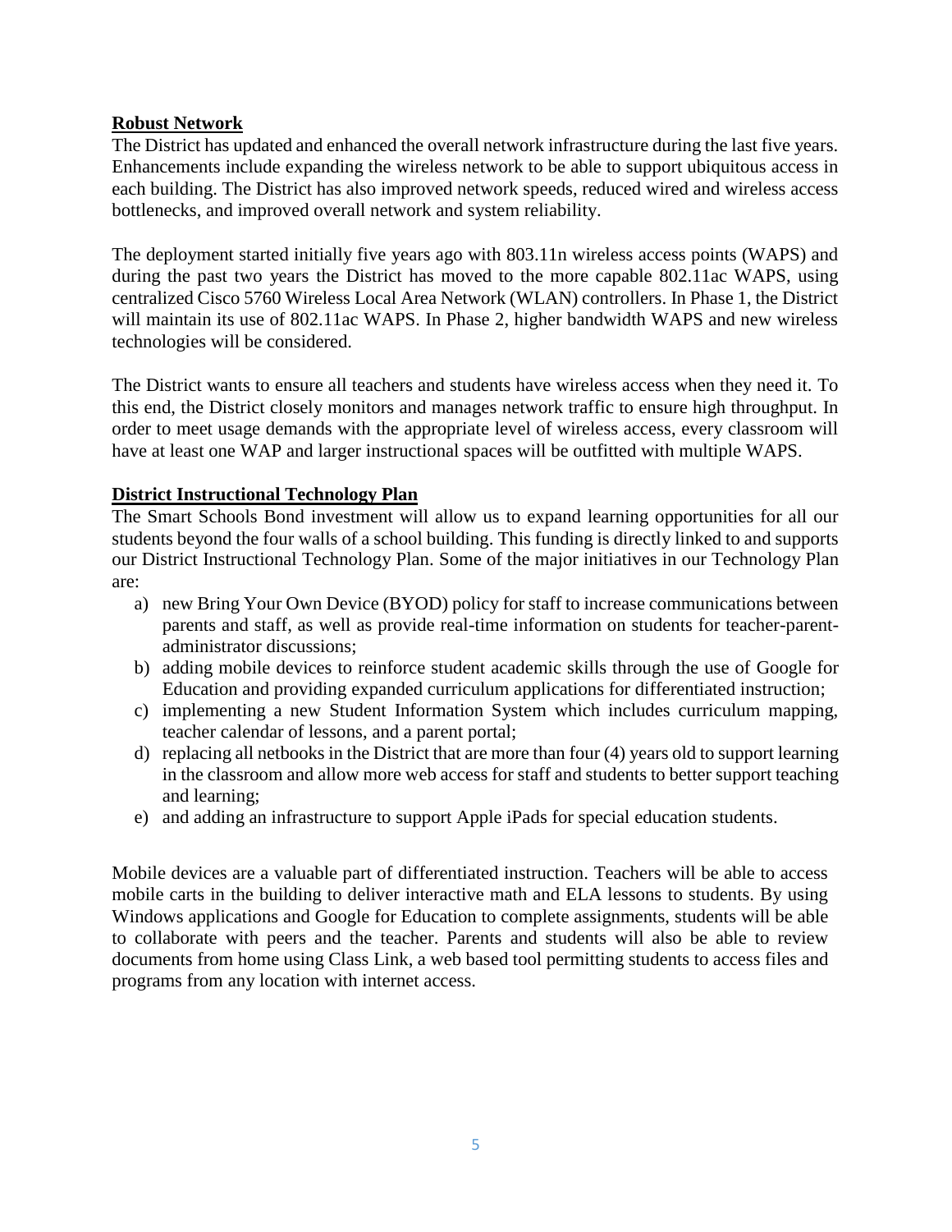## Robust Network

The District has updated and enhanced the overall network infrastructure during the last five years. Enhancements include expanding the wireless network to be able to support ubiquitous access in each building. The District has also improved network speeds, reduced wired and wireless access bottlenecks, and improved overall network and system reliability.

The deployment started initially five years ago with 803.11n wireless access points (WAPS) and during the past two years the District has moved to the more capable 802.11ac WAPS, using centralized Cisco 5760 Wireless Local Area Network (WLAN) controllers. In Phase 1, the District will maintain its use of 802.11ac WAPS. In Phase 2, higher bandwidth WAPS and new wireless technologies will be considered.

The District wants to ensure all teachers and students have wireless access when they need it. To this end, the District closely monitors and manages network traffic to ensure high throughput. In order to meet usage demands with the appropriate level of wireless access, every classroom will have at least one WAP and larger instructional spaces will be outfitted with multiple WAPS.

## District Instructional Technology Plan

The Smart Schools Bond investment will allow us to expand learning opportunities for all our students beyond the four walls of a school building. This funding is directly linked to and supports our District Instructional Technology Plan. Some of the major initiatives in our Technology Plan are:

a) new Bring Your Own Device (BYOD) policy for staff to increase communications between parents and staff, as well as provide real-time information on students for teacher-parent-administrator discussions;
b) adding mobile devices to reinforce student academic skills through the use of Google for Education and providing expanded curriculum applications for differentiated instruction;
c) implementing a new Student Information System which includes curriculum mapping, teacher calendar of lessons, and a parent portal;
d) replacing all netbooks in the District that are more than four (4) years old to support learning in the classroom and allow more web access for staff and students to better support teaching and learning;
e) and adding an infrastructure to support Apple iPads for special education students.

Mobile devices are a valuable part of differentiated instruction. Teachers will be able to access mobile carts in the building to deliver interactive math and ELA lessons to students. By using Windows applications and Google for Education to complete assignments, students will be able to collaborate with peers and the teacher. Parents and students will also be able to review documents from home using Class Link, a web based tool permitting students to access files and programs from any location with internet access.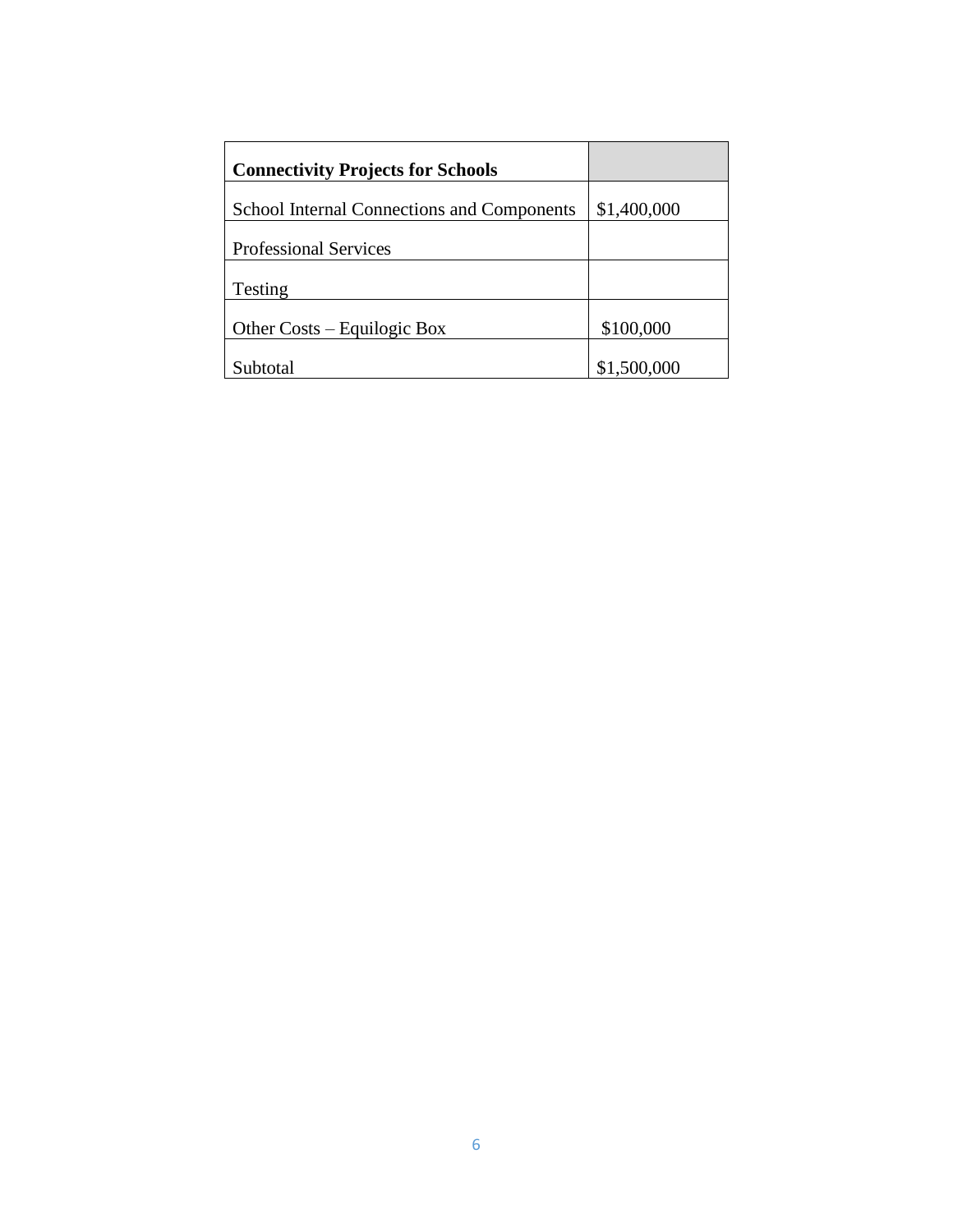| **Connectivity Projects for Schools** | |
| --- | --- |
| School Internal Connections and Components | $1,400,000 |
| Professional Services | |
| Testing | |
| Other Costs – Equilogic Box | $100,000 |
| Subtotal | $1,500,000 |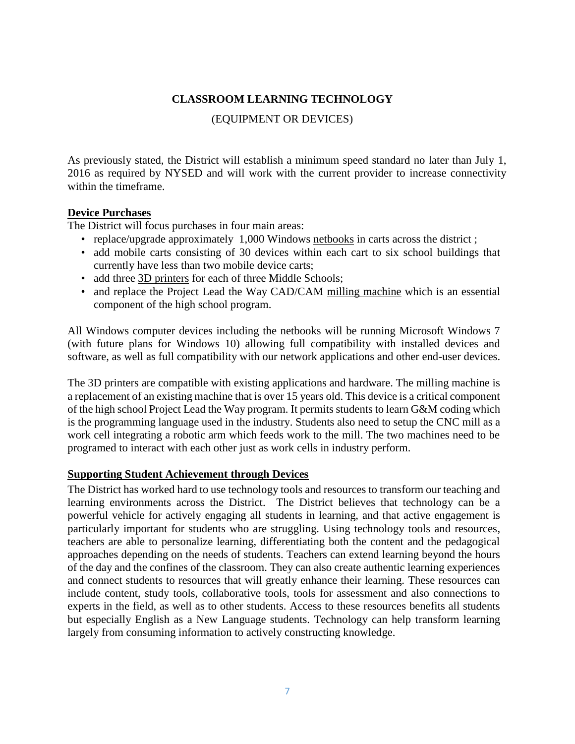## CLASSROOM LEARNING TECHNOLOGY

(EQUIPMENT OR DEVICES)

As previously stated, the District will establish a minimum speed standard no later than July 1, 2016 as required by NYSED and will work with the current provider to increase connectivity within the timeframe.

### Device Purchases

The District will focus purchases in four main areas:

- replace/upgrade approximately 1,000 Windows netbooks in carts across the district ;
- add mobile carts consisting of 30 devices within each cart to six school buildings that currently have less than two mobile device carts;
- add three 3D printers for each of three Middle Schools;
- and replace the Project Lead the Way CAD/CAM milling machine which is an essential component of the high school program.

All Windows computer devices including the netbooks will be running Microsoft Windows 7 (with future plans for Windows 10) allowing full compatibility with installed devices and software, as well as full compatibility with our network applications and other end-user devices.

The 3D printers are compatible with existing applications and hardware. The milling machine is a replacement of an existing machine that is over 15 years old. This device is a critical component of the high school Project Lead the Way program. It permits students to learn G&M coding which is the programming language used in the industry. Students also need to setup the CNC mill as a work cell integrating a robotic arm which feeds work to the mill. The two machines need to be programed to interact with each other just as work cells in industry perform.

### Supporting Student Achievement through Devices

The District has worked hard to use technology tools and resources to transform our teaching and learning environments across the District. The District believes that technology can be a powerful vehicle for actively engaging all students in learning, and that active engagement is particularly important for students who are struggling. Using technology tools and resources, teachers are able to personalize learning, differentiating both the content and the pedagogical approaches depending on the needs of students. Teachers can extend learning beyond the hours of the day and the confines of the classroom. They can also create authentic learning experiences and connect students to resources that will greatly enhance their learning. These resources can include content, study tools, collaborative tools, tools for assessment and also connections to experts in the field, as well as to other students. Access to these resources benefits all students but especially English as a New Language students. Technology can help transform learning largely from consuming information to actively constructing knowledge.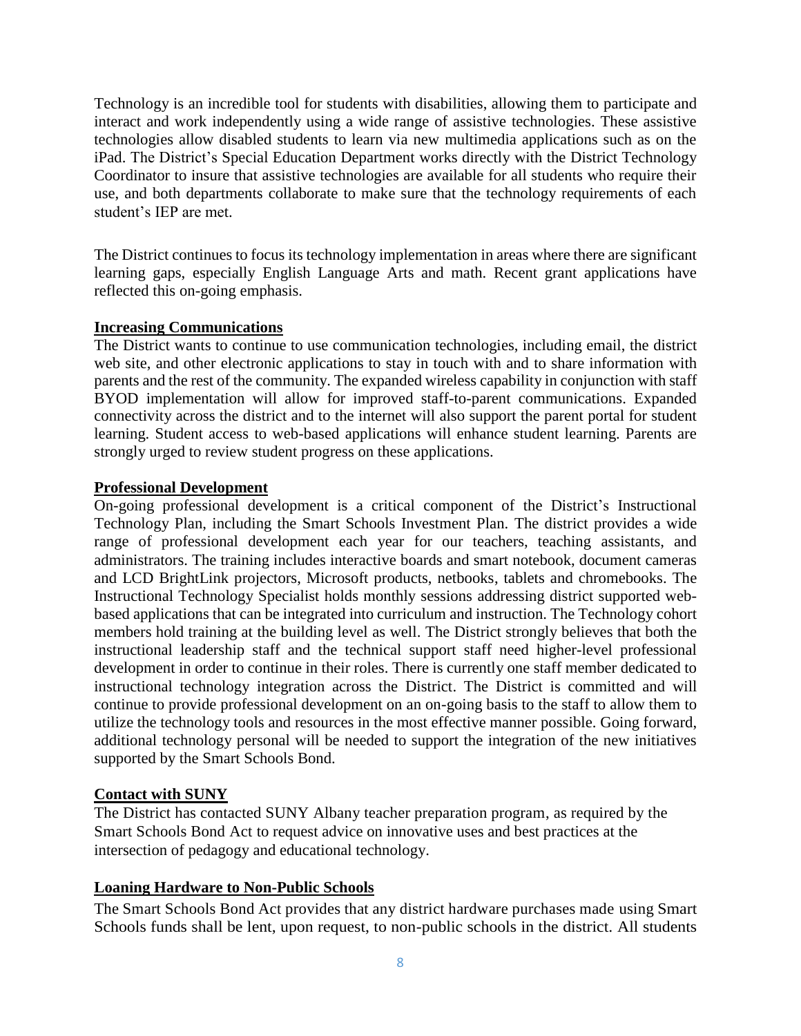Technology is an incredible tool for students with disabilities, allowing them to participate and interact and work independently using a wide range of assistive technologies. These assistive technologies allow disabled students to learn via new multimedia applications such as on the iPad. The District's Special Education Department works directly with the District Technology Coordinator to insure that assistive technologies are available for all students who require their use, and both departments collaborate to make sure that the technology requirements of each student's IEP are met.

The District continues to focus its technology implementation in areas where there are significant learning gaps, especially English Language Arts and math. Recent grant applications have reflected this on-going emphasis.

**Increasing Communications**

The District wants to continue to use communication technologies, including email, the district web site, and other electronic applications to stay in touch with and to share information with parents and the rest of the community. The expanded wireless capability in conjunction with staff BYOD implementation will allow for improved staff-to-parent communications. Expanded connectivity across the district and to the internet will also support the parent portal for student learning. Student access to web-based applications will enhance student learning. Parents are strongly urged to review student progress on these applications.

**Professional Development**

On-going professional development is a critical component of the District's Instructional Technology Plan, including the Smart Schools Investment Plan. The district provides a wide range of professional development each year for our teachers, teaching assistants, and administrators. The training includes interactive boards and smart notebook, document cameras and LCD BrightLink projectors, Microsoft products, netbooks, tablets and chromebooks. The Instructional Technology Specialist holds monthly sessions addressing district supported web-based applications that can be integrated into curriculum and instruction. The Technology cohort members hold training at the building level as well. The District strongly believes that both the instructional leadership staff and the technical support staff need higher-level professional development in order to continue in their roles. There is currently one staff member dedicated to instructional technology integration across the District. The District is committed and will continue to provide professional development on an on-going basis to the staff to allow them to utilize the technology tools and resources in the most effective manner possible. Going forward, additional technology personal will be needed to support the integration of the new initiatives supported by the Smart Schools Bond.

**Contact with SUNY**

The District has contacted SUNY Albany teacher preparation program, as required by the Smart Schools Bond Act to request advice on innovative uses and best practices at the intersection of pedagogy and educational technology.

**Loaning Hardware to Non-Public Schools**

The Smart Schools Bond Act provides that any district hardware purchases made using Smart Schools funds shall be lent, upon request, to non-public schools in the district. All students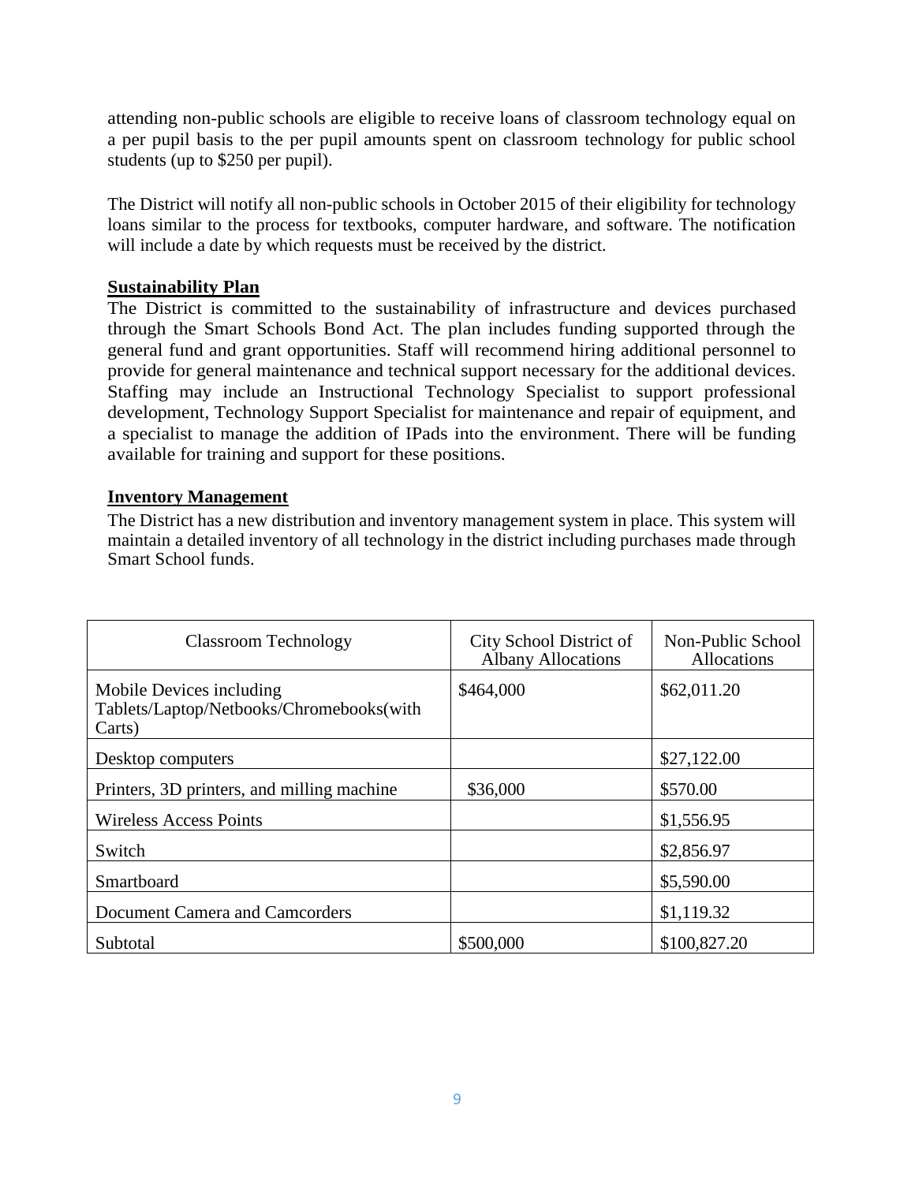attending non-public schools are eligible to receive loans of classroom technology equal on a per pupil basis to the per pupil amounts spent on classroom technology for public school students (up to $250 per pupil).

The District will notify all non-public schools in October 2015 of their eligibility for technology loans similar to the process for textbooks, computer hardware, and software. The notification will include a date by which requests must be received by the district.

**Sustainability Plan**

The District is committed to the sustainability of infrastructure and devices purchased through the Smart Schools Bond Act. The plan includes funding supported through the general fund and grant opportunities. Staff will recommend hiring additional personnel to provide for general maintenance and technical support necessary for the additional devices. Staffing may include an Instructional Technology Specialist to support professional development, Technology Support Specialist for maintenance and repair of equipment, and a specialist to manage the addition of IPads into the environment. There will be funding available for training and support for these positions.

**Inventory Management**

The District has a new distribution and inventory management system in place. This system will maintain a detailed inventory of all technology in the district including purchases made through Smart School funds.

| Classroom Technology | City School District of Albany Allocations | Non-Public School Allocations |
|---|---|---|
| Mobile Devices including Tablets/Laptop/Netbooks/Chromebooks(with Carts) | $464,000 | $62,011.20 |
| Desktop computers | | $27,122.00 |
| Printers, 3D printers, and milling machine | $36,000 | $570.00 |
| Wireless Access Points | | $1,556.95 |
| Switch | | $2,856.97 |
| Smartboard | | $5,590.00 |
| Document Camera and Camcorders | | $1,119.32 |
| Subtotal | $500,000 | $100,827.20 |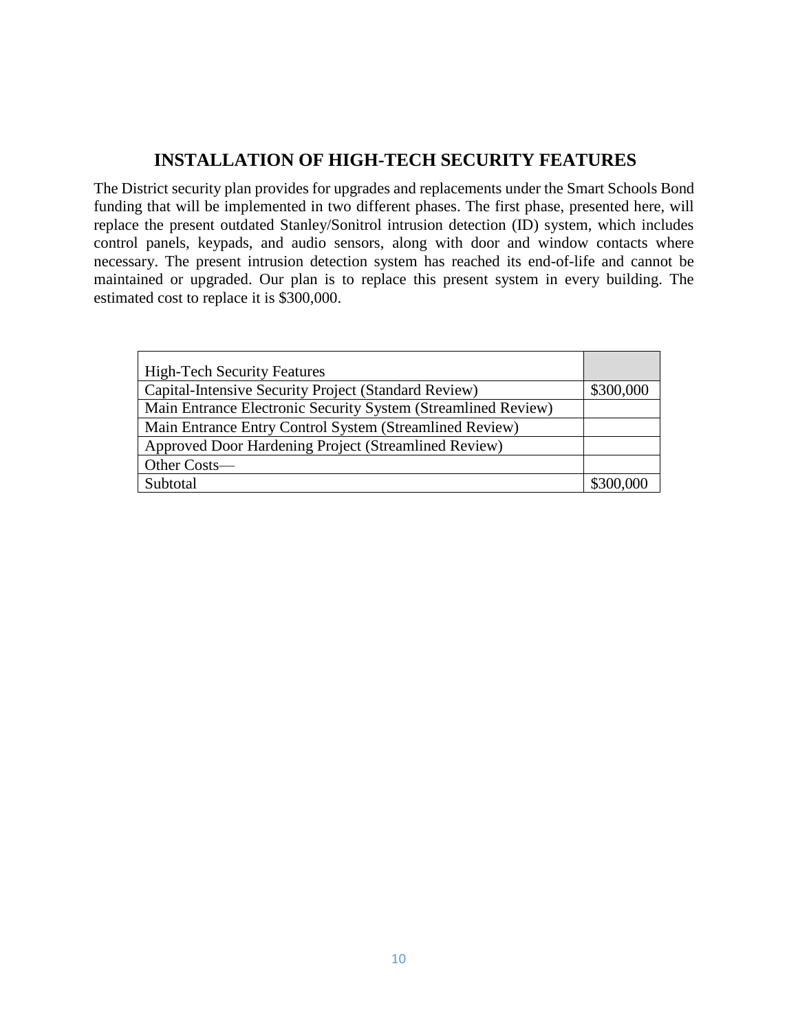## INSTALLATION OF HIGH-TECH SECURITY FEATURES

The District security plan provides for upgrades and replacements under the Smart Schools Bond funding that will be implemented in two different phases. The first phase, presented here, will replace the present outdated Stanley/Sonitrol intrusion detection (ID) system, which includes control panels, keypads, and audio sensors, along with door and window contacts where necessary. The present intrusion detection system has reached its end-of-life and cannot be maintained or upgraded. Our plan is to replace this present system in every building. The estimated cost to replace it is $300,000.

| High-Tech Security Features | |
|---|---|
| Capital-Intensive Security Project (Standard Review) | $300,000 |
| Main Entrance Electronic Security System (Streamlined Review) | |
| Main Entrance Entry Control System (Streamlined Review) | |
| Approved Door Hardening Project (Streamlined Review) | |
| Other Costs— | |
| Subtotal | $300,000 |